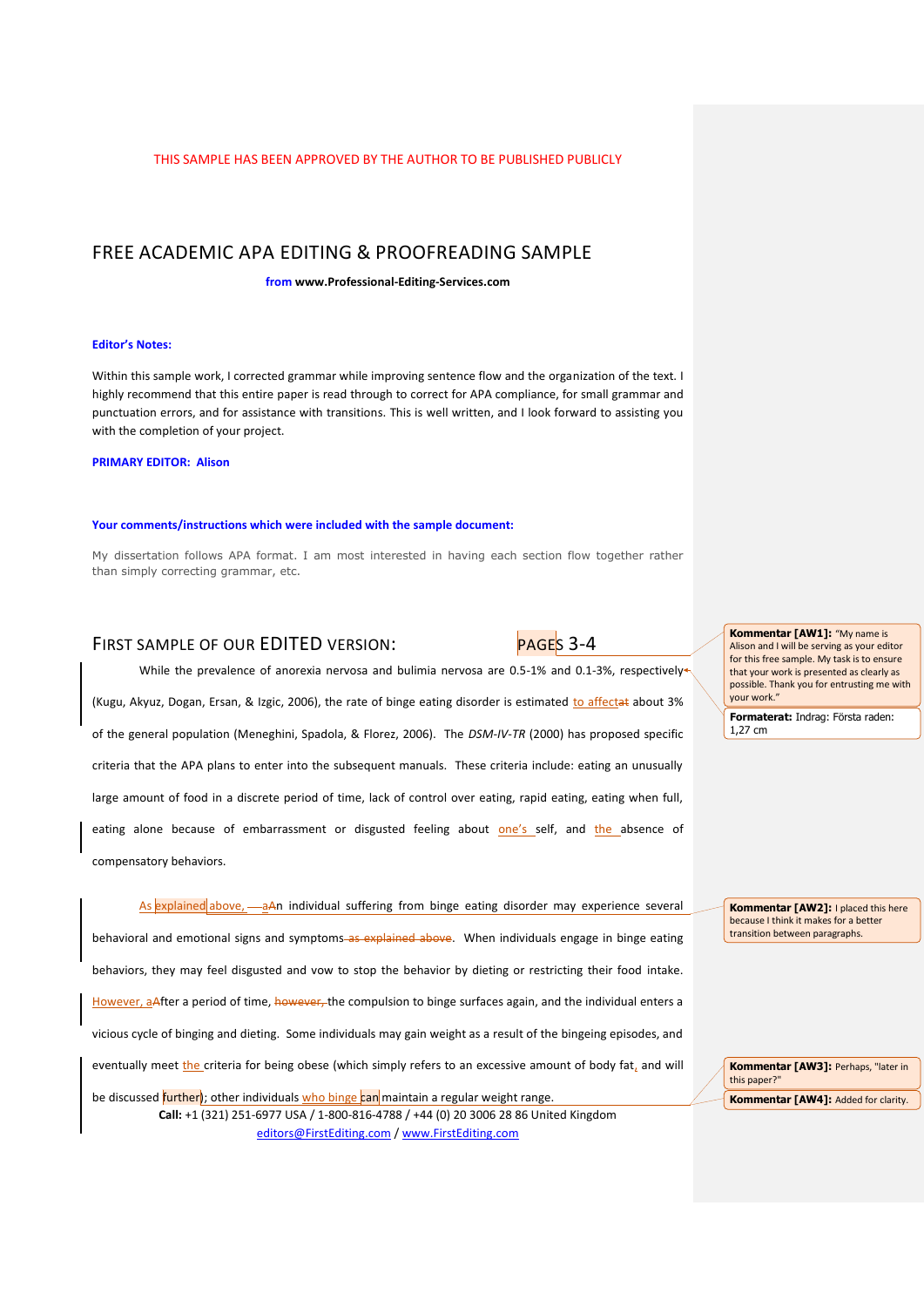THIS SAMPLE HAS BEEN APPROVED BY THE AUTHOR TO BE PUBLISHED PUBLICLY

# FREE ACADEMIC APA EDITING & PROOFREADING SAMPLE

**from www.Professional-Editing-Services.com**

**Editor's Notes:**

Within this sample work, I corrected grammar while improving sentence flow and the organization of the text. I highly recommend that this entire paper is read through to correct for APA compliance, for small grammar and punctuation errors, and for assistance with transitions. This is well written, and I look forward to assisting you with the completion of your project.

**PRIMARY EDITOR: Alison**

**Your comments/instructions which were included with the sample document:**

My dissertation follows APA format. I am most interested in having each section flow together rather than simply correcting grammar, etc.

## FIRST SAMPLE OF OUR EDITED VERSION: PAGES 3-4

While the prevalence of anorexia nervosa and bulimia nervosa are 0.5-1% and 0.1-3%, respectively (Kugu, Akyuz, Dogan, Ersan, & Izgic, 2006), the rate of binge eating disorder is estimated to affectat about 3% of the general population (Meneghini, Spadola, & Florez, 2006). The *DSM-IV-TR* (2000) has proposed specific criteria that the APA plans to enter into the subsequent manuals. These criteria include: eating an unusually large amount of food in a discrete period of time, lack of control over eating, rapid eating, eating when full, eating alone because of embarrassment or disgusted feeling about one's self, and the absence of compensatory behaviors.

As explained above, aAn individual suffering from binge eating disorder may experience several behavioral and emotional signs and symptoms as explained above. When individuals engage in binge eating behaviors, they may feel disgusted and vow to stop the behavior by dieting or restricting their food intake. However, aAfter a period of time, however, the compulsion to binge surfaces again, and the individual enters a vicious cycle of binging and dieting. Some individuals may gain weight as a result of the bingeing episodes, and eventually meet the criteria for being obese (which simply refers to an excessive amount of body fat, and will be discussed further); other individuals who binge can maintain a regular weight range.

**Kommentar [AW1]:** "My name is Alison and I will be serving as your editor for this free sample. My task is to ensure that your work is presented as clearly as possible. Thank you for entrusting me with your work."

**Formaterat:** Indrag: Första raden: 1,27 cm

**Kommentar [AW2]:** I placed this here because I think it makes for a better transition between paragraphs.

**Kommentar [AW3]:** Perhaps, "later in this paper?"

**Kommentar [AW4]:** Added for clarity.

**Call:** +1 (321) 251-6977 USA / 1-800-816-4788 / +44 (0) 20 3006 28 86 United Kingdom
editors@FirstEditing.com / www.FirstEditing.com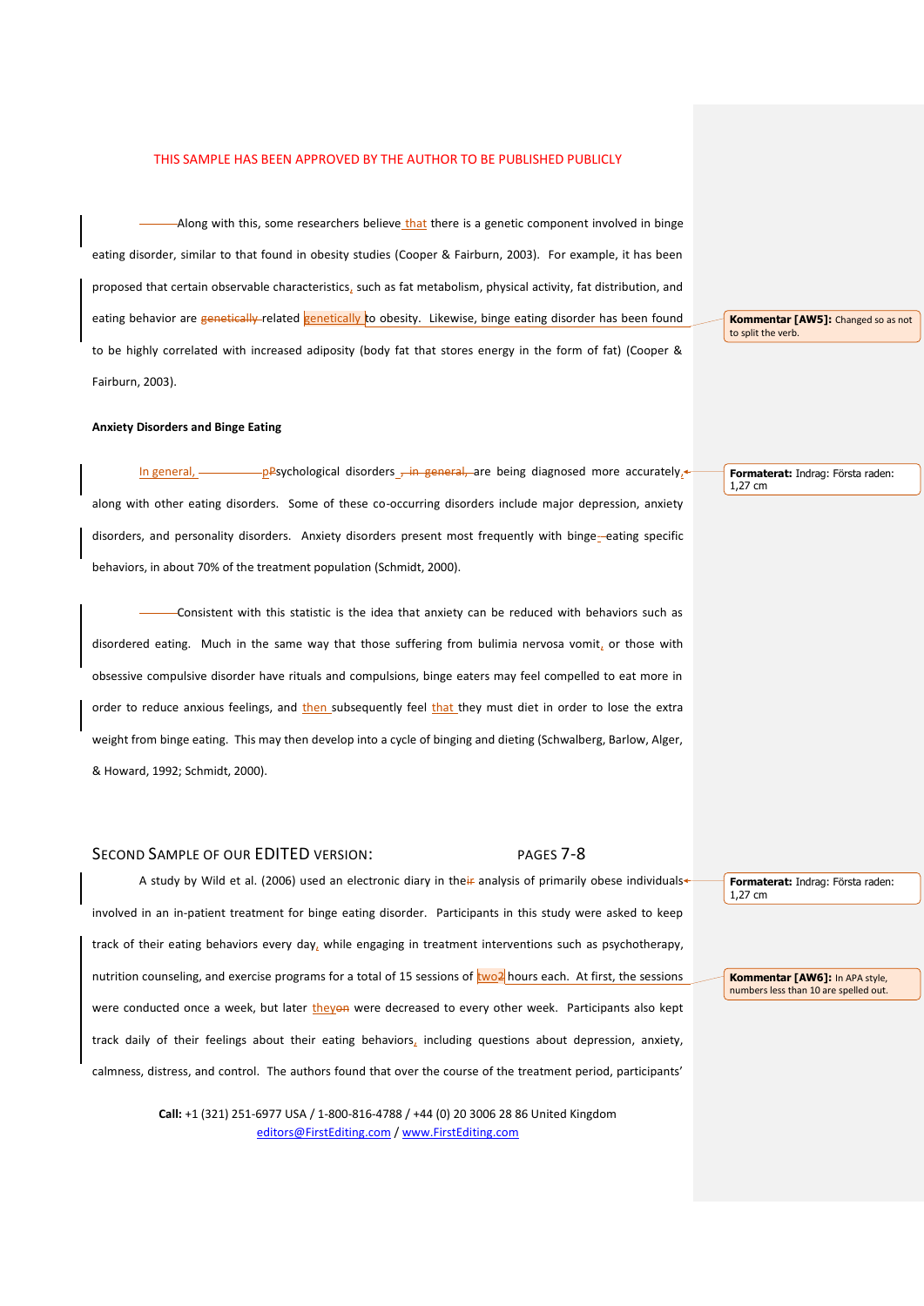THIS SAMPLE HAS BEEN APPROVED BY THE AUTHOR TO BE PUBLISHED PUBLICLY

Along with this, some researchers believe that there is a genetic component involved in binge eating disorder, similar to that found in obesity studies (Cooper & Fairburn, 2003). For example, it has been proposed that certain observable characteristics, such as fat metabolism, physical activity, fat distribution, and eating behavior are ~~genetically~~ related genetically to obesity. Likewise, binge eating disorder has been found to be highly correlated with increased adiposity (body fat that stores energy in the form of fat) (Cooper & Fairburn, 2003).

> **Kommentar [AW5]:** Changed so as not to split the verb.

**Anxiety Disorders and Binge Eating**

In general, ~~p~~Psychological disorders~~, in general,~~ are being diagnosed more accurately, along with other eating disorders. Some of these co-occurring disorders include major depression, anxiety disorders, and personality disorders. Anxiety disorders present most frequently with binge-~~-~~eating specific behaviors, in about 70% of the treatment population (Schmidt, 2000).

> **Formaterat:** Indrag: Första raden: 1,27 cm

Consistent with this statistic is the idea that anxiety can be reduced with behaviors such as disordered eating. Much in the same way that those suffering from bulimia nervosa vomit, or those with obsessive compulsive disorder have rituals and compulsions, binge eaters may feel compelled to eat more in order to reduce anxious feelings, and then subsequently feel that they must diet in order to lose the extra weight from binge eating. This may then develop into a cycle of binging and dieting (Schwalberg, Barlow, Alger, & Howard, 1992; Schmidt, 2000).

SECOND SAMPLE OF OUR EDITED VERSION: PAGES 7-8

A study by Wild et al. (2006) used an electronic diary in the~~ir~~ analysis of primarily obese individuals involved in an in-patient treatment for binge eating disorder. Participants in this study were asked to keep track of their eating behaviors every day, while engaging in treatment interventions such as psychotherapy, nutrition counseling, and exercise programs for a total of 15 sessions of two~~2~~ hours each. At first, the sessions were conducted once a week, but later they~~on~~ were decreased to every other week. Participants also kept track daily of their feelings about their eating behaviors, including questions about depression, anxiety, calmness, distress, and control. The authors found that over the course of the treatment period, participants'

> **Formaterat:** Indrag: Första raden: 1,27 cm

> **Kommentar [AW6]:** In APA style, numbers less than 10 are spelled out.

**Call:** +1 (321) 251-6977 USA / 1-800-816-4788 / +44 (0) 20 3006 28 86 United Kingdom
editors@FirstEditing.com / www.FirstEditing.com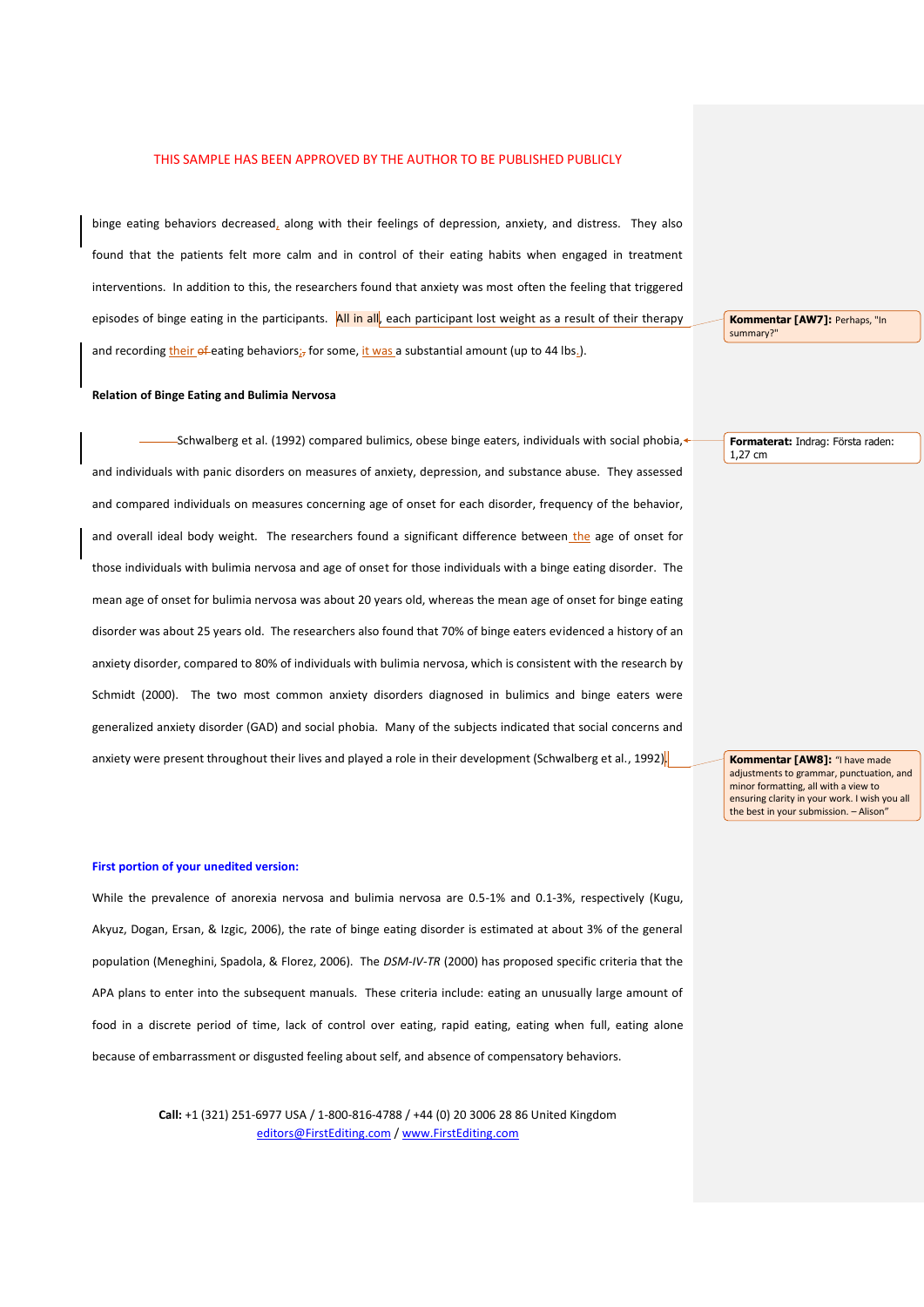THIS SAMPLE HAS BEEN APPROVED BY THE AUTHOR TO BE PUBLISHED PUBLICLY

binge eating behaviors decreased, along with their feelings of depression, anxiety, and distress. They also found that the patients felt more calm and in control of their eating habits when engaged in treatment interventions. In addition to this, the researchers found that anxiety was most often the feeling that triggered episodes of binge eating in the participants. All in all, each participant lost weight as a result of their therapy and recording their of eating behaviors;, for some, it was a substantial amount (up to 44 lbs.).

**Kommentar [AW7]:** Perhaps, "In summary?"

**Relation of Binge Eating and Bulimia Nervosa**

Schwalberg et al. (1992) compared bulimics, obese binge eaters, individuals with social phobia, and individuals with panic disorders on measures of anxiety, depression, and substance abuse. They assessed and compared individuals on measures concerning age of onset for each disorder, frequency of the behavior, and overall ideal body weight. The researchers found a significant difference between the age of onset for those individuals with bulimia nervosa and age of onset for those individuals with a binge eating disorder. The mean age of onset for bulimia nervosa was about 20 years old, whereas the mean age of onset for binge eating disorder was about 25 years old. The researchers also found that 70% of binge eaters evidenced a history of an anxiety disorder, compared to 80% of individuals with bulimia nervosa, which is consistent with the research by Schmidt (2000). The two most common anxiety disorders diagnosed in bulimics and binge eaters were generalized anxiety disorder (GAD) and social phobia. Many of the subjects indicated that social concerns and anxiety were present throughout their lives and played a role in their development (Schwalberg et al., 1992).

**Formaterat:** Indrag: Första raden: 1,27 cm

**Kommentar [AW8]:** "I have made adjustments to grammar, punctuation, and minor formatting, all with a view to ensuring clarity in your work. I wish you all the best in your submission. – Alison"

**First portion of your unedited version:**

While the prevalence of anorexia nervosa and bulimia nervosa are 0.5-1% and 0.1-3%, respectively (Kugu, Akyuz, Dogan, Ersan, & Izgic, 2006), the rate of binge eating disorder is estimated at about 3% of the general population (Meneghini, Spadola, & Florez, 2006). The *DSM-IV-TR* (2000) has proposed specific criteria that the APA plans to enter into the subsequent manuals. These criteria include: eating an unusually large amount of food in a discrete period of time, lack of control over eating, rapid eating, eating when full, eating alone because of embarrassment or disgusted feeling about self, and absence of compensatory behaviors.

**Call:** +1 (321) 251-6977 USA / 1-800-816-4788 / +44 (0) 20 3006 28 86 United Kingdom
editors@FirstEditing.com / www.FirstEditing.com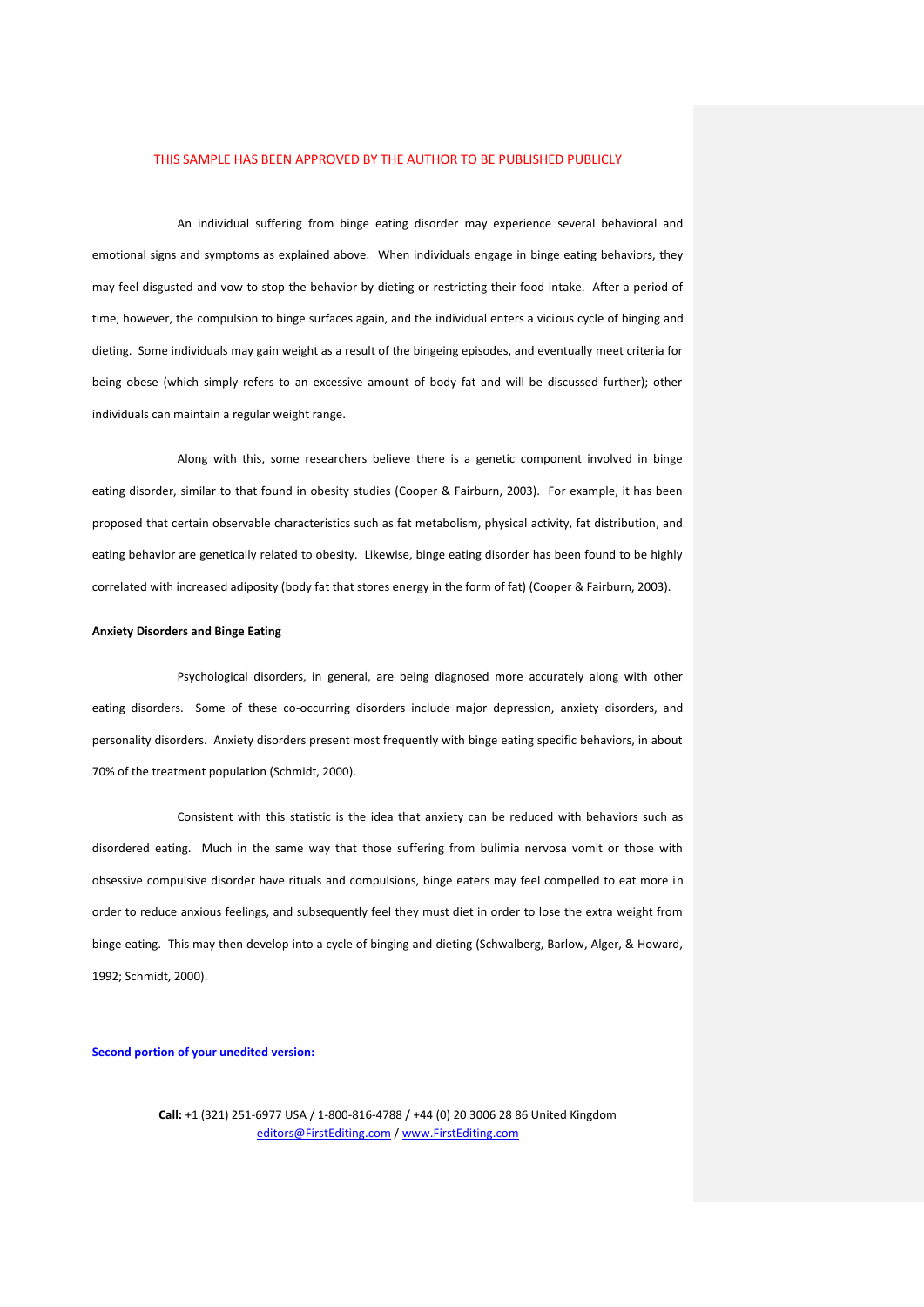THIS SAMPLE HAS BEEN APPROVED BY THE AUTHOR TO BE PUBLISHED PUBLICLY

An individual suffering from binge eating disorder may experience several behavioral and emotional signs and symptoms as explained above. When individuals engage in binge eating behaviors, they may feel disgusted and vow to stop the behavior by dieting or restricting their food intake. After a period of time, however, the compulsion to binge surfaces again, and the individual enters a vicious cycle of binging and dieting. Some individuals may gain weight as a result of the bingeing episodes, and eventually meet criteria for being obese (which simply refers to an excessive amount of body fat and will be discussed further); other individuals can maintain a regular weight range.

Along with this, some researchers believe there is a genetic component involved in binge eating disorder, similar to that found in obesity studies (Cooper & Fairburn, 2003). For example, it has been proposed that certain observable characteristics such as fat metabolism, physical activity, fat distribution, and eating behavior are genetically related to obesity. Likewise, binge eating disorder has been found to be highly correlated with increased adiposity (body fat that stores energy in the form of fat) (Cooper & Fairburn, 2003).

**Anxiety Disorders and Binge Eating**

Psychological disorders, in general, are being diagnosed more accurately along with other eating disorders. Some of these co-occurring disorders include major depression, anxiety disorders, and personality disorders. Anxiety disorders present most frequently with binge eating specific behaviors, in about 70% of the treatment population (Schmidt, 2000).

Consistent with this statistic is the idea that anxiety can be reduced with behaviors such as disordered eating. Much in the same way that those suffering from bulimia nervosa vomit or those with obsessive compulsive disorder have rituals and compulsions, binge eaters may feel compelled to eat more in order to reduce anxious feelings, and subsequently feel they must diet in order to lose the extra weight from binge eating. This may then develop into a cycle of binging and dieting (Schwalberg, Barlow, Alger, & Howard, 1992; Schmidt, 2000).

**Second portion of your unedited version:**

**Call:** +1 (321) 251-6977 USA / 1-800-816-4788 / +44 (0) 20 3006 28 86 United Kingdom
editors@FirstEditing.com / www.FirstEditing.com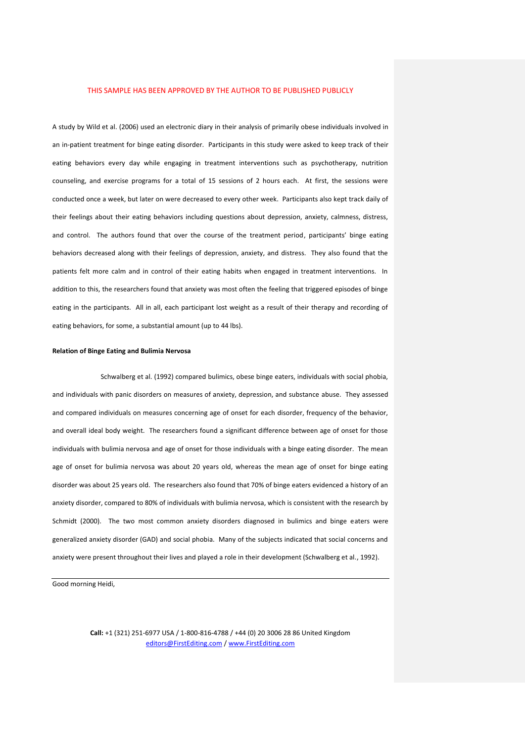THIS SAMPLE HAS BEEN APPROVED BY THE AUTHOR TO BE PUBLISHED PUBLICLY

A study by Wild et al. (2006) used an electronic diary in their analysis of primarily obese individuals involved in an in-patient treatment for binge eating disorder. Participants in this study were asked to keep track of their eating behaviors every day while engaging in treatment interventions such as psychotherapy, nutrition counseling, and exercise programs for a total of 15 sessions of 2 hours each. At first, the sessions were conducted once a week, but later on were decreased to every other week. Participants also kept track daily of their feelings about their eating behaviors including questions about depression, anxiety, calmness, distress, and control. The authors found that over the course of the treatment period, participants' binge eating behaviors decreased along with their feelings of depression, anxiety, and distress. They also found that the patients felt more calm and in control of their eating habits when engaged in treatment interventions. In addition to this, the researchers found that anxiety was most often the feeling that triggered episodes of binge eating in the participants. All in all, each participant lost weight as a result of their therapy and recording of eating behaviors, for some, a substantial amount (up to 44 lbs).

**Relation of Binge Eating and Bulimia Nervosa**

Schwalberg et al. (1992) compared bulimics, obese binge eaters, individuals with social phobia, and individuals with panic disorders on measures of anxiety, depression, and substance abuse. They assessed and compared individuals on measures concerning age of onset for each disorder, frequency of the behavior, and overall ideal body weight. The researchers found a significant difference between age of onset for those individuals with bulimia nervosa and age of onset for those individuals with a binge eating disorder. The mean age of onset for bulimia nervosa was about 20 years old, whereas the mean age of onset for binge eating disorder was about 25 years old. The researchers also found that 70% of binge eaters evidenced a history of an anxiety disorder, compared to 80% of individuals with bulimia nervosa, which is consistent with the research by Schmidt (2000). The two most common anxiety disorders diagnosed in bulimics and binge eaters were generalized anxiety disorder (GAD) and social phobia. Many of the subjects indicated that social concerns and anxiety were present throughout their lives and played a role in their development (Schwalberg et al., 1992).

---

Good morning Heidi,

**Call:** +1 (321) 251-6977 USA / 1-800-816-4788 / +44 (0) 20 3006 28 86 United Kingdom
editors@FirstEditing.com / www.FirstEditing.com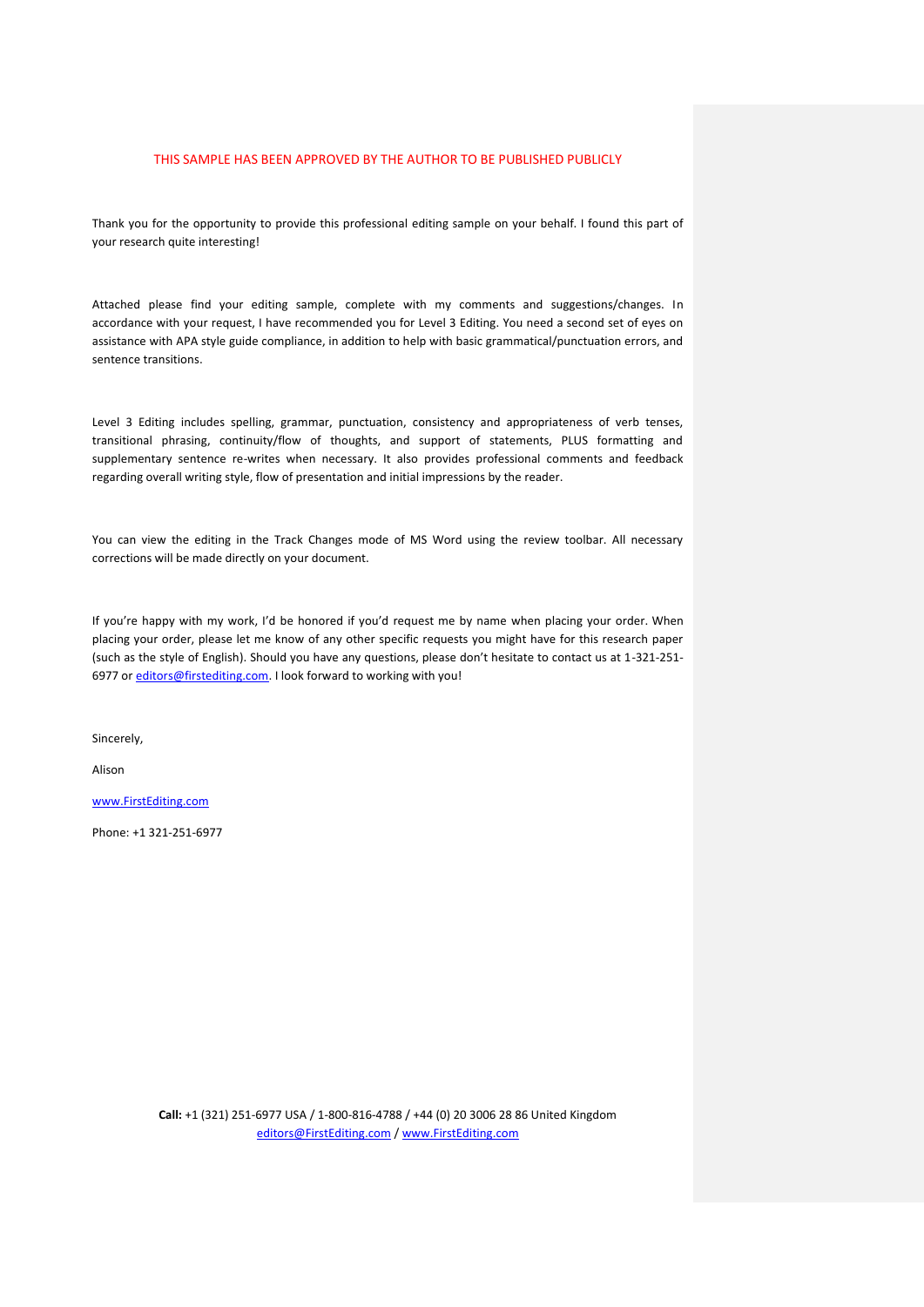THIS SAMPLE HAS BEEN APPROVED BY THE AUTHOR TO BE PUBLISHED PUBLICLY

Thank you for the opportunity to provide this professional editing sample on your behalf. I found this part of your research quite interesting!

Attached please find your editing sample, complete with my comments and suggestions/changes. In accordance with your request, I have recommended you for Level 3 Editing. You need a second set of eyes on assistance with APA style guide compliance, in addition to help with basic grammatical/punctuation errors, and sentence transitions.

Level 3 Editing includes spelling, grammar, punctuation, consistency and appropriateness of verb tenses, transitional phrasing, continuity/flow of thoughts, and support of statements, PLUS formatting and supplementary sentence re-writes when necessary. It also provides professional comments and feedback regarding overall writing style, flow of presentation and initial impressions by the reader.

You can view the editing in the Track Changes mode of MS Word using the review toolbar. All necessary corrections will be made directly on your document.

If you're happy with my work, I'd be honored if you'd request me by name when placing your order. When placing your order, please let me know of any other specific requests you might have for this research paper (such as the style of English). Should you have any questions, please don't hesitate to contact us at 1-321-251-6977 or editors@firstediting.com. I look forward to working with you!

Sincerely,

Alison

www.FirstEditing.com

Phone: +1 321-251-6977

**Call:** +1 (321) 251-6977 USA / 1-800-816-4788 / +44 (0) 20 3006 28 86 United Kingdom
editors@FirstEditing.com / www.FirstEditing.com